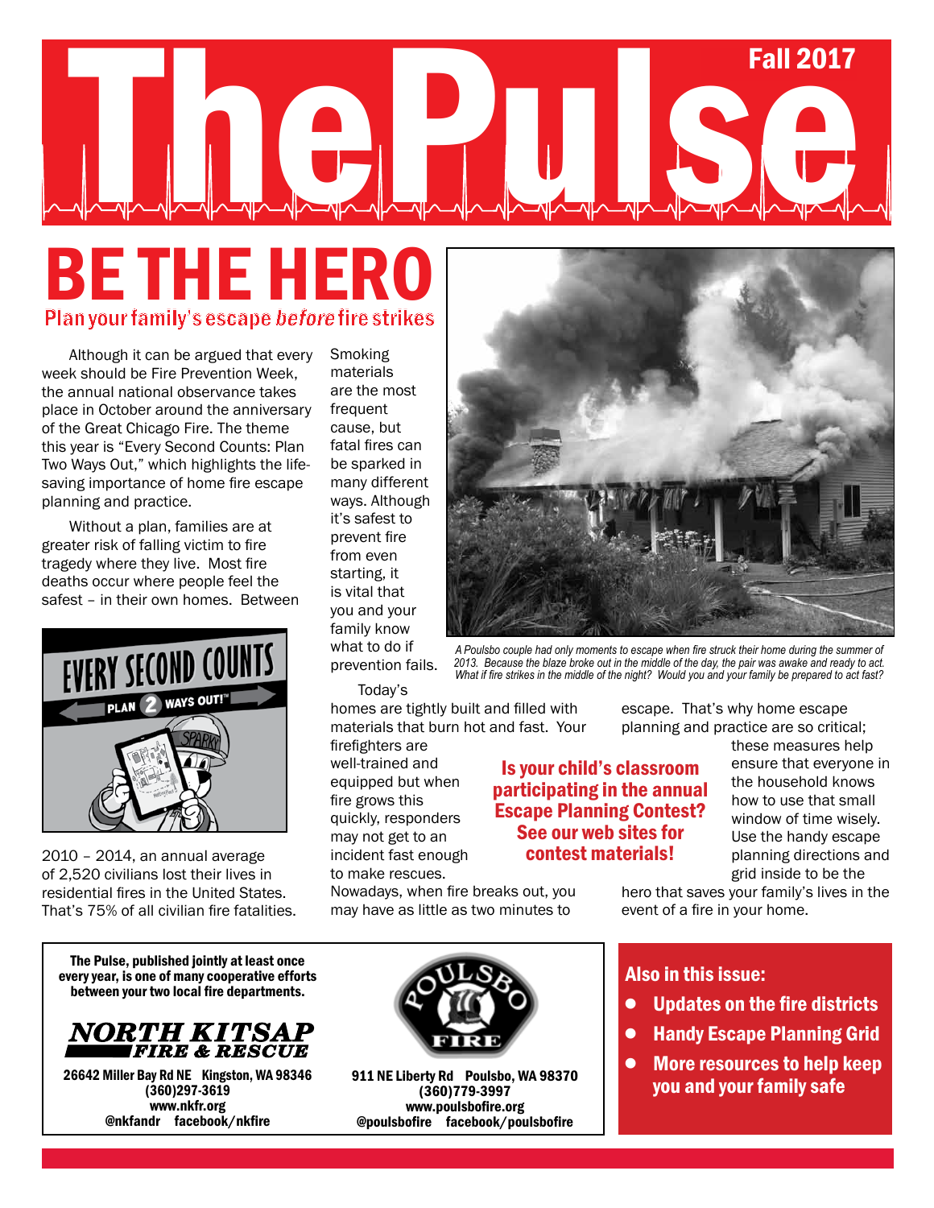# The Pulse

Fall 2017

# BE THE HERO

## Plan your family's escape *before* fire strikes

Although it can be argued that every week should be Fire Prevention Week, the annual national observance takes place in October around the anniversary of the Great Chicago Fire. The theme this year is "Every Second Counts: Plan Two Ways Out," which highlights the life-saving importance of home fire escape planning and practice.

Without a plan, families are at greater risk of falling victim to fire tragedy where they live. Most fire deaths occur where people feel the safest – in their own homes. Between 2010 – 2014, an annual average of 2,520 civilians lost their lives in residential fires in the United States. That's 75% of all civilian fire fatalities.

Smoking materials are the most frequent cause, but fatal fires can be sparked in many different ways. Although it's safest to prevent fire from even starting, it is vital that you and your family know what to do if prevention fails.

*A Poulsbo couple had only moments to escape when fire struck their home during the summer of 2013. Because the blaze broke out in the middle of the day, the pair was awake and ready to act. What if fire strikes in the middle of the night? Would you and your family be prepared to act fast?*

Today's homes are tightly built and filled with materials that burn hot and fast. Your firefighters are well-trained and equipped but when fire grows this quickly, responders may not get to an incident fast enough to make rescues. Nowadays, when fire breaks out, you may have as little as two minutes to escape. That's why home escape planning and practice are so critical; these measures help ensure that everyone in the household knows how to use that small window of time wisely. Use the handy escape planning directions and grid inside to be the hero that saves your family's lives in the event of a fire in your home.

**Is your child's classroom participating in the annual Escape Planning Contest? See our web sites for contest materials!**

---

**The Pulse, published jointly at least once every year, is one of many cooperative efforts between your two local fire departments.**

**NORTH KITSAP FIRE & RESCUE**
26642 Miller Bay Rd NE Kingston, WA 98346
(360)297-3619
www.nkfr.org
@nkfandr facebook/nkfire

**POULSBO FIRE**
911 NE Liberty Rd Poulsbo, WA 98370
(360)779-3997
www.poulsbofire.org
@poulsbofire facebook/poulsbofire

### Also in this issue:

- **Updates on the fire districts**
- **Handy Escape Planning Grid**
- **More resources to help keep you and your family safe**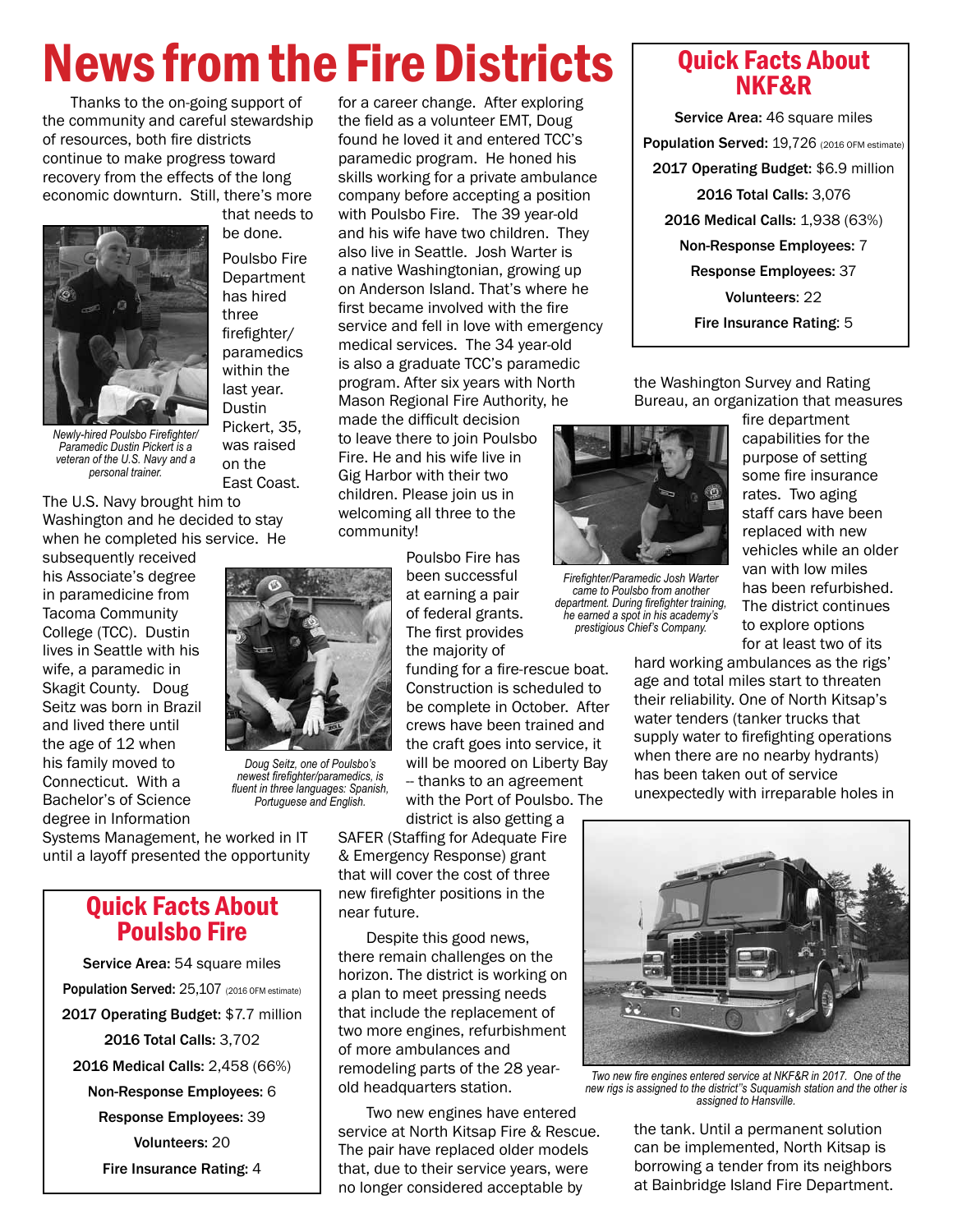# News from the Fire Districts

Thanks to the on-going support of the community and careful stewardship of resources, both fire districts continue to make progress toward recovery from the effects of the long economic downturn. Still, there's more that needs to be done.

*Newly-hired Poulsbo Firefighter/ Paramedic Dustin Pickert is a veteran of the U.S. Navy and a personal trainer.*

Poulsbo Fire Department has hired three firefighter/ paramedics within the last year. Dustin Pickert, 35, was raised on the East Coast. The U.S. Navy brought him to Washington and he decided to stay when he completed his service. He subsequently received his Associate's degree in paramedicine from Tacoma Community College (TCC). Dustin lives in Seattle with his wife, a paramedic in Skagit County. Doug Seitz was born in Brazil and lived there until the age of 12 when his family moved to Connecticut. With a Bachelor's of Science degree in Information Systems Management, he worked in IT until a layoff presented the opportunity for a career change. After exploring the field as a volunteer EMT, Doug found he loved it and entered TCC's paramedic program. He honed his skills working for a private ambulance company before accepting a position with Poulsbo Fire. The 39 year-old and his wife have two children. They also live in Seattle. Josh Warter is a native Washingtonian, growing up on Anderson Island. That's where he first became involved with the fire service and fell in love with emergency medical services. The 34 year-old is also a graduate TCC's paramedic program. After six years with North Mason Regional Fire Authority, he made the difficult decision to leave there to join Poulsbo Fire. He and his wife live in Gig Harbor with their two children. Please join us in welcoming all three to the community!

*Doug Seitz, one of Poulsbo's newest firefighter/paramedics, is fluent in three languages: Spanish, Portuguese and English.*

Poulsbo Fire has been successful at earning a pair of federal grants. The first provides the majority of funding for a fire-rescue boat. Construction is scheduled to be complete in October. After crews have been trained and the craft goes into service, it will be moored on Liberty Bay -- thanks to an agreement with the Port of Poulsbo. The district is also getting a SAFER (Staffing for Adequate Fire & Emergency Response) grant that will cover the cost of three new firefighter positions in the near future.

Despite this good news, there remain challenges on the horizon. The district is working on a plan to meet pressing needs that include the replacement of two more engines, refurbishment of more ambulances and remodeling parts of the 28 year-old headquarters station.

## Quick Facts About Poulsbo Fire

**Service Area:** 54 square miles

**Population Served:** 25,107 (2016 OFM estimate)

**2017 Operating Budget:** $7.7 million

**2016 Total Calls:** 3,702

**2016 Medical Calls:** 2,458 (66%)

**Non-Response Employees:** 6

**Response Employees:** 39

**Volunteers:** 20

**Fire Insurance Rating:** 4

Two new engines have entered service at North Kitsap Fire & Rescue. The pair have replaced older models that, due to their service years, were no longer considered acceptable by the Washington Survey and Rating Bureau, an organization that measures fire department capabilities for the purpose of setting some fire insurance rates. Two aging staff cars have been replaced with new vehicles while an older van with low miles has been refurbished. The district continues to explore options for at least two of its hard working ambulances as the rigs' age and total miles start to threaten their reliability. One of North Kitsap's water tenders (tanker trucks that supply water to firefighting operations when there are no nearby hydrants) has been taken out of service unexpectedly with irreparable holes in the tank. Until a permanent solution can be implemented, North Kitsap is borrowing a tender from its neighbors at Bainbridge Island Fire Department.

*Firefighter/Paramedic Josh Warter came to Poulsbo from another department. During firefighter training, he earned a spot in his academy's prestigious Chief's Company.*

*Two new fire engines entered service at NKF&R in 2017. One of the new rigs is assigned to the district''s Suquamish station and the other is assigned to Hansville.*

## Quick Facts About NKF&R

**Service Area:** 46 square miles

**Population Served:** 19,726 (2016 OFM estimate)

**2017 Operating Budget:** $6.9 million

**2016 Total Calls:** 3,076

**2016 Medical Calls:** 1,938 (63%)

**Non-Response Employees:** 7

**Response Employees:** 37

**Volunteers:** 22

**Fire Insurance Rating:** 5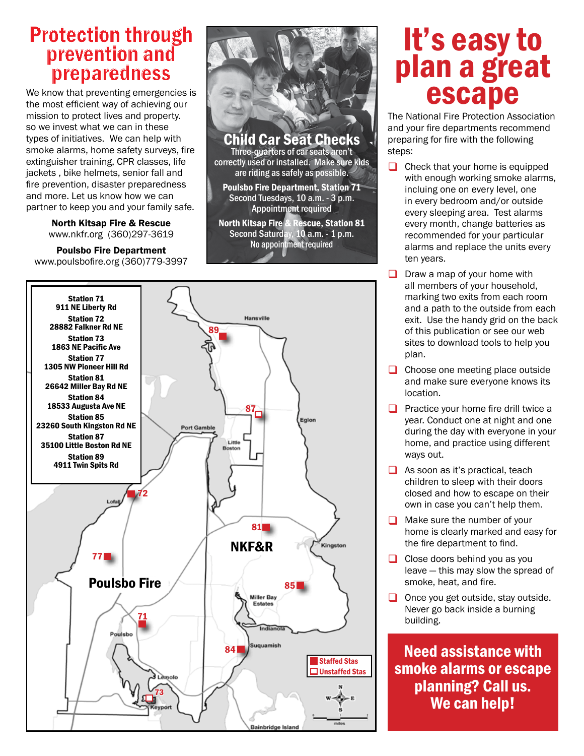# Protection through prevention and preparedness

We know that preventing emergencies is the most efficient way of achieving our mission to protect lives and property. so we invest what we can in these types of initiatives. We can help with smoke alarms, home safety surveys, fire extinguisher training, CPR classes, life jackets , bike helmets, senior fall and fire prevention, disaster preparedness and more. Let us know how we can partner to keep you and your family safe.

**North Kitsap Fire & Rescue**
www.nkfr.org (360)297-3619

**Poulsbo Fire Department**
www.poulsbofire.org (360)779-3997

## Child Car Seat Checks

Three-quarters of car seats aren't correctly used or installed. Make sure kids are riding as safely as possible.

**Poulsbo Fire Department, Station 71**
Second Tuesdays, 10 a.m. - 3 p.m.
Appointment required

**North Kitsap Fire & Rescue, Station 81**
Second Saturday, 10 a.m. - 1 p.m.
No appointment required

**Station 71**
911 NE Liberty Rd

**Station 72**
28882 Falkner Rd NE

**Station 73**
1863 NE Pacific Ave

**Station 77**
1305 NW Pioneer Hill Rd

**Station 81**
26642 Miller Bay Rd NE

**Station 84**
18533 Augusta Ave NE

**Station 85**
23260 South Kingston Rd NE

**Station 87**
35100 Little Boston Rd NE

**Station 89**
4911 Twin Spits Rd

Hansville, Port Gamble, Little Boston, Eglon, Lofall, Kingston, Miller Bay Estates, Indianola, Suquamish, Poulsbo, Lemolo, Keyport, Bainbridge Island

**NKF&R**

**Poulsbo Fire**

Staffed Stas
Unstaffed Stas

# It's easy to plan a great escape

The National Fire Protection Association and your fire departments recommend preparing for fire with the following steps:

- ❑ Check that your home is equipped with enough working smoke alarms, incluing one on every level, one in every bedroom and/or outside every sleeping area. Test alarms every month, change batteries as recommended for your particular alarms and replace the units every ten years.
- ❑ Draw a map of your home with all members of your household, marking two exits from each room and a path to the outside from each exit. Use the handy grid on the back of this publication or see our web sites to download tools to help you plan.
- ❑ Choose one meeting place outside and make sure everyone knows its location.
- ❑ Practice your home fire drill twice a year. Conduct one at night and one during the day with everyone in your home, and practice using different ways out.
- ❑ As soon as it's practical, teach children to sleep with their doors closed and how to escape on their own in case you can't help them.
- ❑ Make sure the number of your home is clearly marked and easy for the fire department to find.
- ❑ Close doors behind you as you leave — this may slow the spread of smoke, heat, and fire.
- ❑ Once you get outside, stay outside. Never go back inside a burning building.

**Need assistance with smoke alarms or escape planning? Call us. We can help!**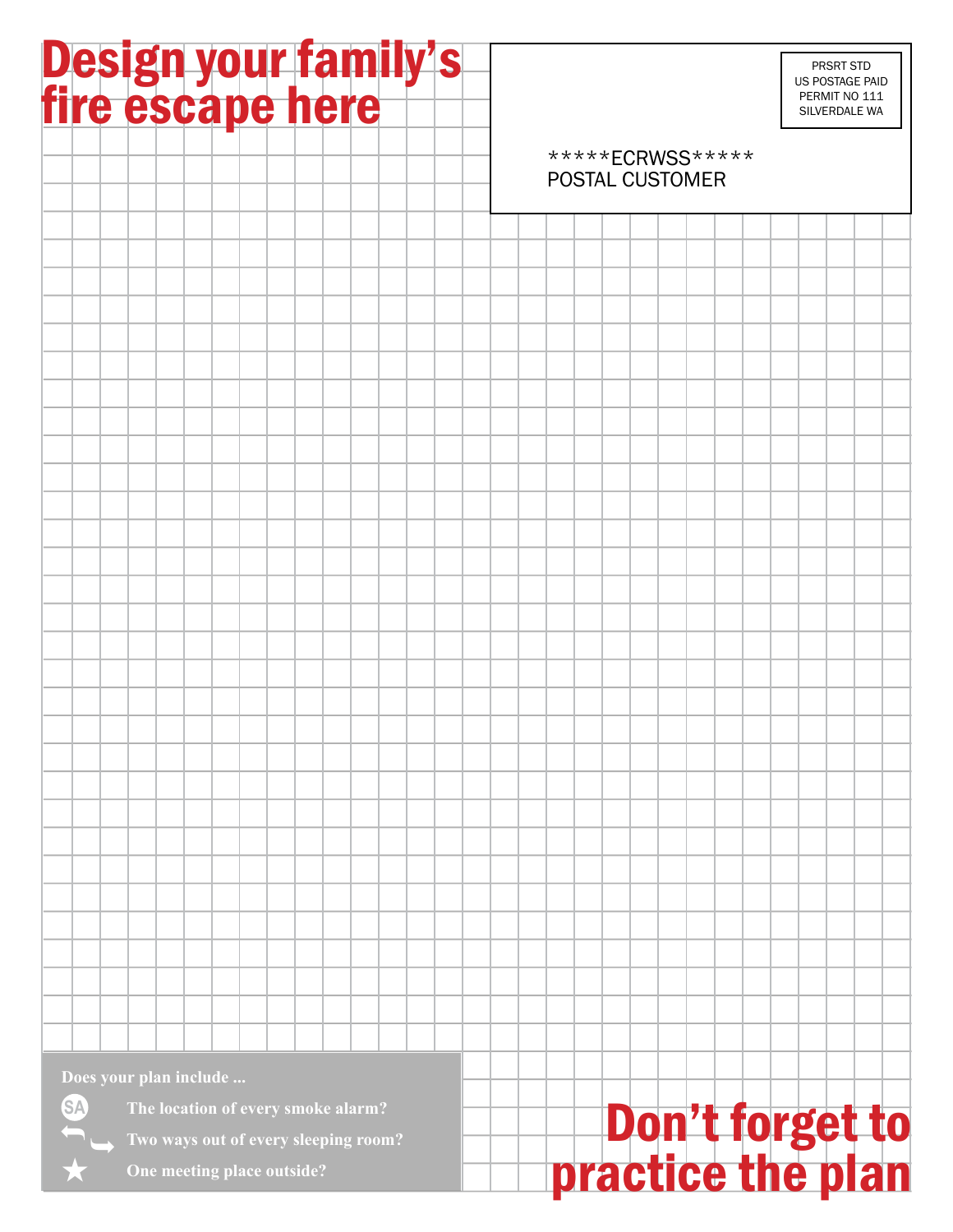# Design your family's fire escape here

PRSRT STD
US POSTAGE PAID
PERMIT NO 111
SILVERDALE WA

*****ECRWSS*****
POSTAL CUSTOMER

**Does your plan include ...**

- SA The location of every smoke alarm?
- Two ways out of every sleeping room?
- ★ One meeting place outside?

# Don't forget to practice the plan